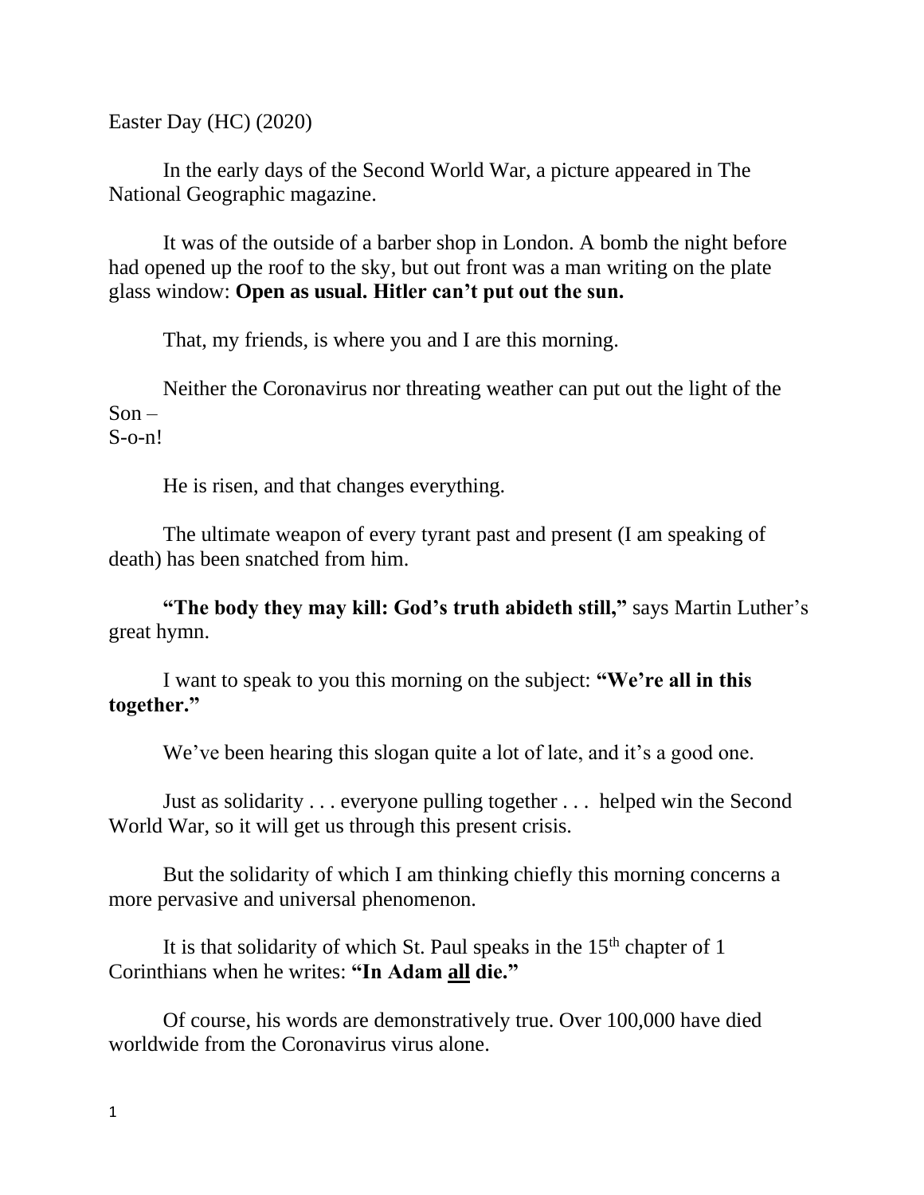Easter Day (HC) (2020)

In the early days of the Second World War, a picture appeared in The National Geographic magazine.

It was of the outside of a barber shop in London. A bomb the night before had opened up the roof to the sky, but out front was a man writing on the plate glass window: **Open as usual. Hitler can't put out the sun.**

That, my friends, is where you and I are this morning.

Neither the Coronavirus nor threating weather can put out the light of the Son –
S-o-n!

He is risen, and that changes everything.

The ultimate weapon of every tyrant past and present (I am speaking of death) has been snatched from him.

**"The body they may kill: God's truth abideth still,"** says Martin Luther's great hymn.

I want to speak to you this morning on the subject: **"We're all in this together."**

We've been hearing this slogan quite a lot of late, and it's a good one.

Just as solidarity . . . everyone pulling together . . . helped win the Second World War, so it will get us through this present crisis.

But the solidarity of which I am thinking chiefly this morning concerns a more pervasive and universal phenomenon.

It is that solidarity of which St. Paul speaks in the 15th chapter of 1 Corinthians when he writes: **"In Adam <u>all</u> die."**

Of course, his words are demonstratively true. Over 100,000 have died worldwide from the Coronavirus virus alone.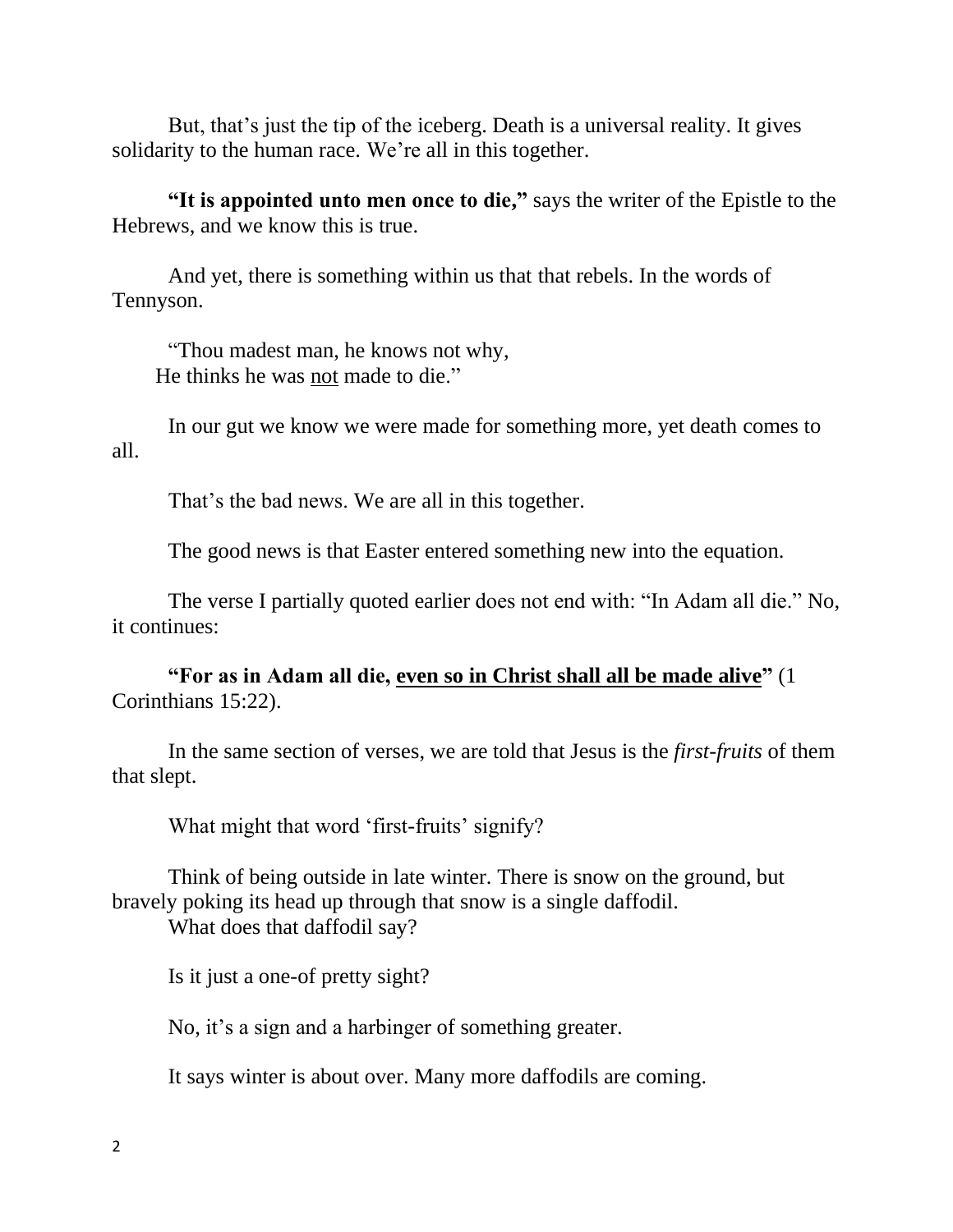But, that's just the tip of the iceberg. Death is a universal reality. It gives solidarity to the human race. We're all in this together.

**"It is appointed unto men once to die,"** says the writer of the Epistle to the Hebrews, and we know this is true.

And yet, there is something within us that that rebels. In the words of Tennyson.

"Thou madest man, he knows not why,
He thinks he was <u>not</u> made to die."

In our gut we know we were made for something more, yet death comes to all.

That's the bad news. We are all in this together.

The good news is that Easter entered something new into the equation.

The verse I partially quoted earlier does not end with: "In Adam all die." No, it continues:

**"For as in Adam all die, <u>even so in Christ shall all be made alive</u>"** (1 Corinthians 15:22).

In the same section of verses, we are told that Jesus is the *first-fruits* of them that slept.

What might that word 'first-fruits' signify?

Think of being outside in late winter. There is snow on the ground, but bravely poking its head up through that snow is a single daffodil.
What does that daffodil say?

Is it just a one-of pretty sight?

No, it's a sign and a harbinger of something greater.

It says winter is about over. Many more daffodils are coming.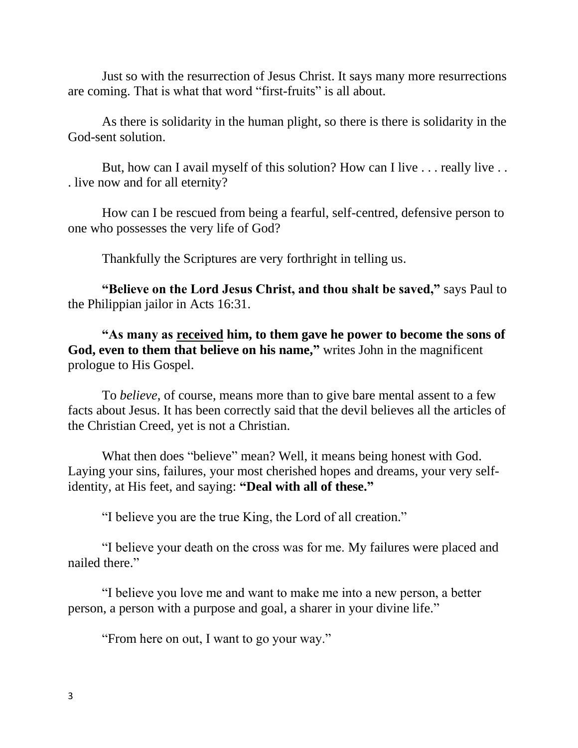Just so with the resurrection of Jesus Christ. It says many more resurrections are coming. That is what that word "first-fruits" is all about.

As there is solidarity in the human plight, so there is there is solidarity in the God-sent solution.

But, how can I avail myself of this solution? How can I live . . . really live . . . live now and for all eternity?

How can I be rescued from being a fearful, self-centred, defensive person to one who possesses the very life of God?

Thankfully the Scriptures are very forthright in telling us.

**"Believe on the Lord Jesus Christ, and thou shalt be saved,"** says Paul to the Philippian jailor in Acts 16:31.

**"As many as <u>received</u> him, to them gave he power to become the sons of God, even to them that believe on his name,"** writes John in the magnificent prologue to His Gospel.

To *believe*, of course, means more than to give bare mental assent to a few facts about Jesus. It has been correctly said that the devil believes all the articles of the Christian Creed, yet is not a Christian.

What then does "believe" mean? Well, it means being honest with God. Laying your sins, failures, your most cherished hopes and dreams, your very self-identity, at His feet, and saying: **"Deal with all of these."**

"I believe you are the true King, the Lord of all creation."

"I believe your death on the cross was for me. My failures were placed and nailed there."

"I believe you love me and want to make me into a new person, a better person, a person with a purpose and goal, a sharer in your divine life."

"From here on out, I want to go your way."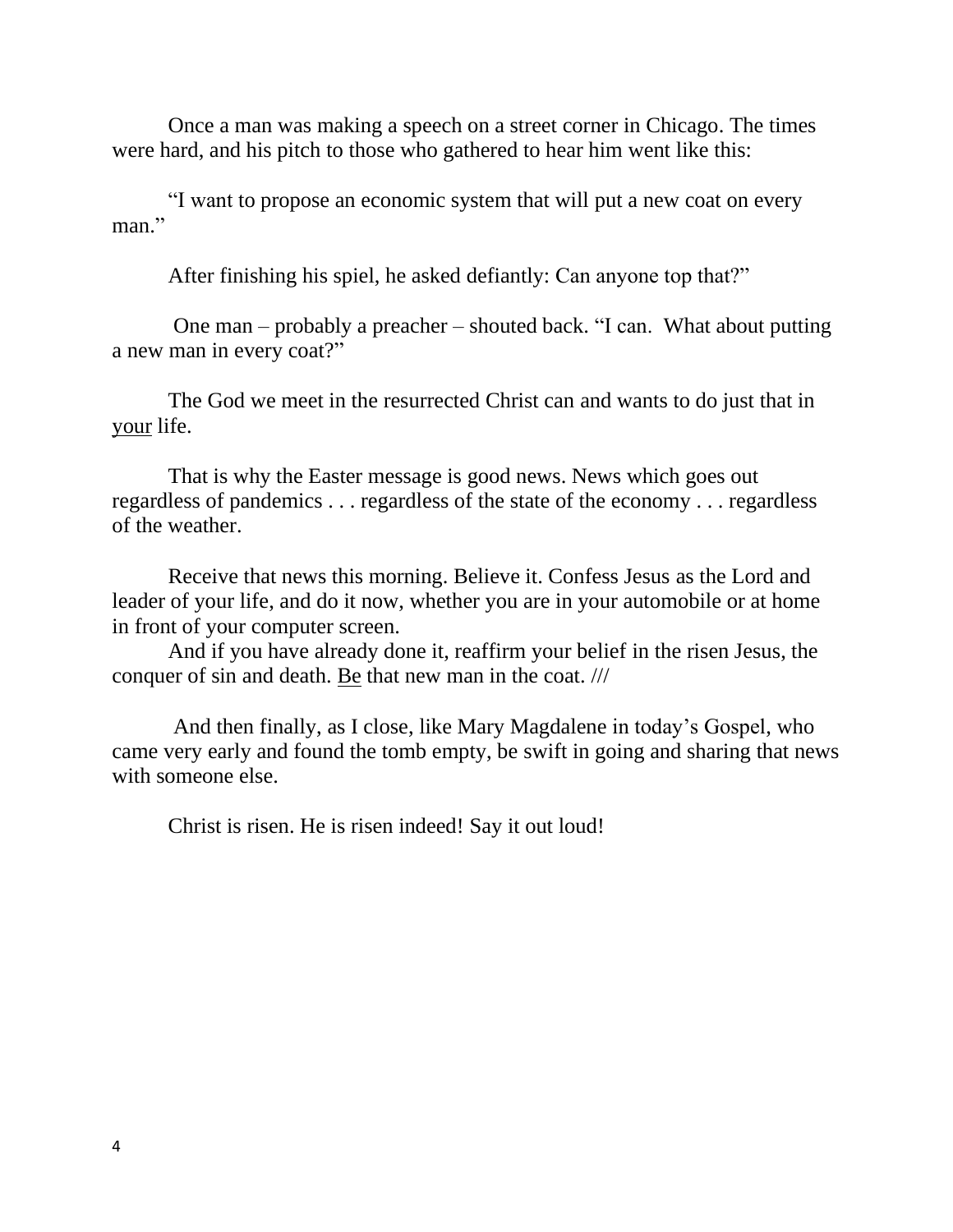Once a man was making a speech on a street corner in Chicago. The times were hard, and his pitch to those who gathered to hear him went like this:

"I want to propose an economic system that will put a new coat on every man."

After finishing his spiel, he asked defiantly: Can anyone top that?"

One man – probably a preacher – shouted back. "I can. What about putting a new man in every coat?"

The God we meet in the resurrected Christ can and wants to do just that in <u>your</u> life.

That is why the Easter message is good news. News which goes out regardless of pandemics . . . regardless of the state of the economy . . . regardless of the weather.

Receive that news this morning. Believe it. Confess Jesus as the Lord and leader of your life, and do it now, whether you are in your automobile or at home in front of your computer screen.

And if you have already done it, reaffirm your belief in the risen Jesus, the conquer of sin and death. <u>Be</u> that new man in the coat. ///

And then finally, as I close, like Mary Magdalene in today's Gospel, who came very early and found the tomb empty, be swift in going and sharing that news with someone else.

Christ is risen. He is risen indeed! Say it out loud!